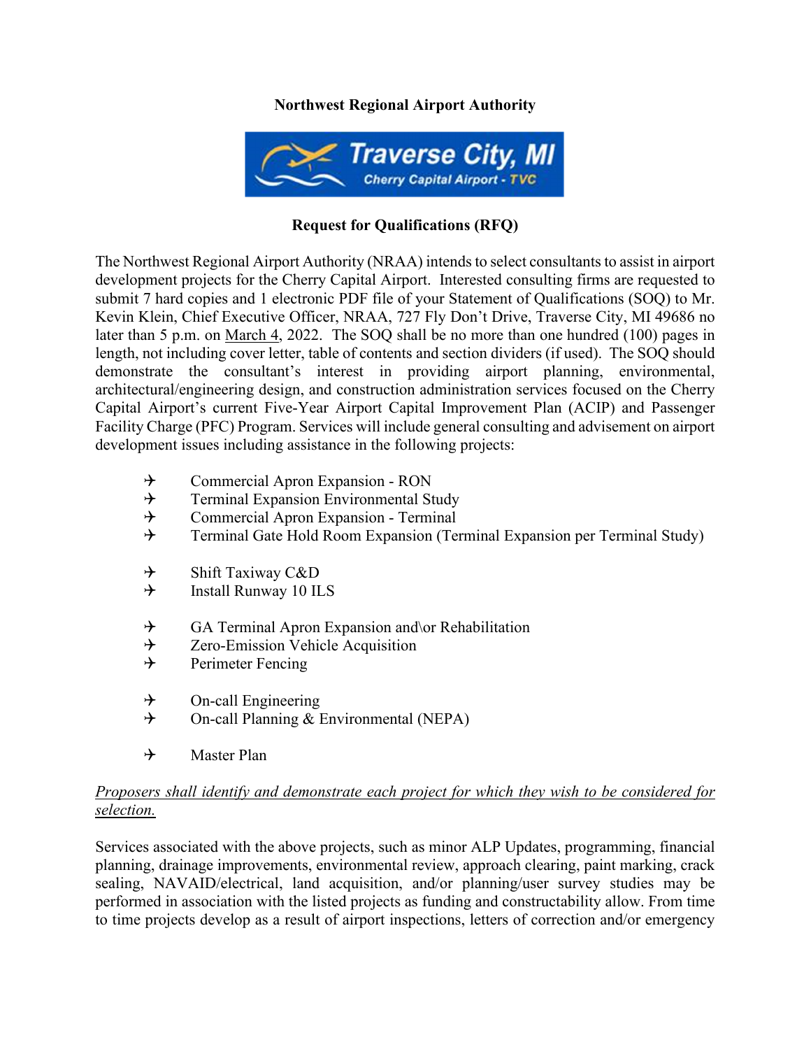**Northwest Regional Airport Authority**

**Request for Qualifications (RFQ)**

The Northwest Regional Airport Authority (NRAA) intends to select consultants to assist in airport development projects for the Cherry Capital Airport. Interested consulting firms are requested to submit 7 hard copies and 1 electronic PDF file of your Statement of Qualifications (SOQ) to Mr. Kevin Klein, Chief Executive Officer, NRAA, 727 Fly Don't Drive, Traverse City, MI 49686 no later than 5 p.m. on March 4, 2022. The SOQ shall be no more than one hundred (100) pages in length, not including cover letter, table of contents and section dividers (if used). The SOQ should demonstrate the consultant's interest in providing airport planning, environmental, architectural/engineering design, and construction administration services focused on the Cherry Capital Airport's current Five-Year Airport Capital Improvement Plan (ACIP) and Passenger Facility Charge (PFC) Program. Services will include general consulting and advisement on airport development issues including assistance in the following projects:

- Commercial Apron Expansion - RON
- Terminal Expansion Environmental Study
- Commercial Apron Expansion - Terminal
- Terminal Gate Hold Room Expansion (Terminal Expansion per Terminal Study)

- Shift Taxiway C&D
- Install Runway 10 ILS

- GA Terminal Apron Expansion and\or Rehabilitation
- Zero-Emission Vehicle Acquisition
- Perimeter Fencing

- On-call Engineering
- On-call Planning & Environmental (NEPA)

- Master Plan

*Proposers shall identify and demonstrate each project for which they wish to be considered for selection.*

Services associated with the above projects, such as minor ALP Updates, programming, financial planning, drainage improvements, environmental review, approach clearing, paint marking, crack sealing, NAVAID/electrical, land acquisition, and/or planning/user survey studies may be performed in association with the listed projects as funding and constructability allow. From time to time projects develop as a result of airport inspections, letters of correction and/or emergency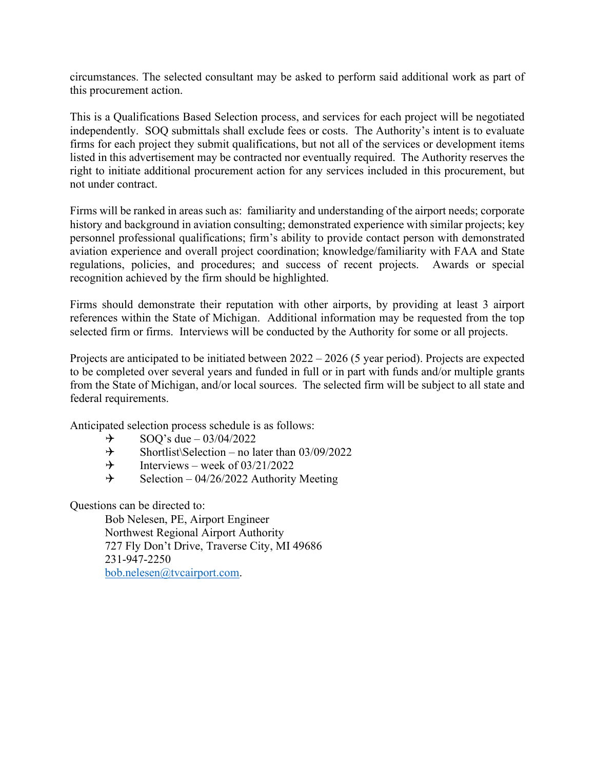circumstances. The selected consultant may be asked to perform said additional work as part of this procurement action.

This is a Qualifications Based Selection process, and services for each project will be negotiated independently. SOQ submittals shall exclude fees or costs. The Authority's intent is to evaluate firms for each project they submit qualifications, but not all of the services or development items listed in this advertisement may be contracted nor eventually required. The Authority reserves the right to initiate additional procurement action for any services included in this procurement, but not under contract.

Firms will be ranked in areas such as: familiarity and understanding of the airport needs; corporate history and background in aviation consulting; demonstrated experience with similar projects; key personnel professional qualifications; firm's ability to provide contact person with demonstrated aviation experience and overall project coordination; knowledge/familiarity with FAA and State regulations, policies, and procedures; and success of recent projects. Awards or special recognition achieved by the firm should be highlighted.

Firms should demonstrate their reputation with other airports, by providing at least 3 airport references within the State of Michigan. Additional information may be requested from the top selected firm or firms. Interviews will be conducted by the Authority for some or all projects.

Projects are anticipated to be initiated between 2022 – 2026 (5 year period). Projects are expected to be completed over several years and funded in full or in part with funds and/or multiple grants from the State of Michigan, and/or local sources. The selected firm will be subject to all state and federal requirements.

Anticipated selection process schedule is as follows:

- ✈ SOQ's due – 03/04/2022
- ✈ Shortlist\Selection – no later than 03/09/2022
- ✈ Interviews – week of 03/21/2022
- ✈ Selection – 04/26/2022 Authority Meeting

Questions can be directed to:

Bob Nelesen, PE, Airport Engineer
Northwest Regional Airport Authority
727 Fly Don't Drive, Traverse City, MI 49686
231-947-2250
bob.nelesen@tvcairport.com.